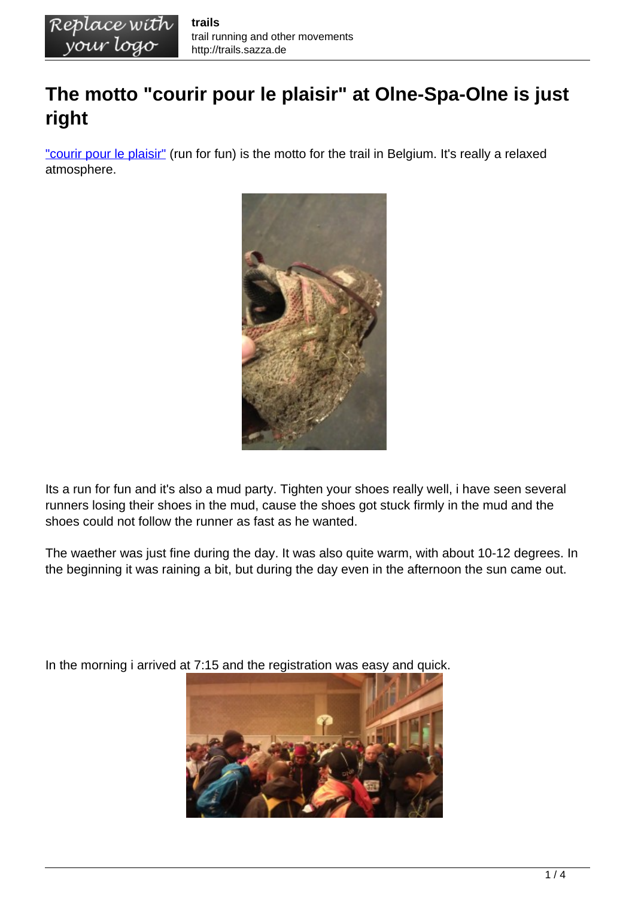# The motto "courir pour le plaisir" at Olne-Spa-Olne is just right

"courir pour le plaisir" (run for fun) is the motto for the trail in Belgium. It's really a relaxed atmosphere.

Its a run for fun and it's also a mud party. Tighten your shoes really well, i have seen several runners losing their shoes in the mud, cause the shoes got stuck firmly in the mud and the shoes could not follow the runner as fast as he wanted.

The waether was just fine during the day. It was also quite warm, with about 10-12 degrees. In the beginning it was raining a bit, but during the day even in the afternoon the sun came out.

In the morning i arrived at 7:15 and the registration was easy and quick.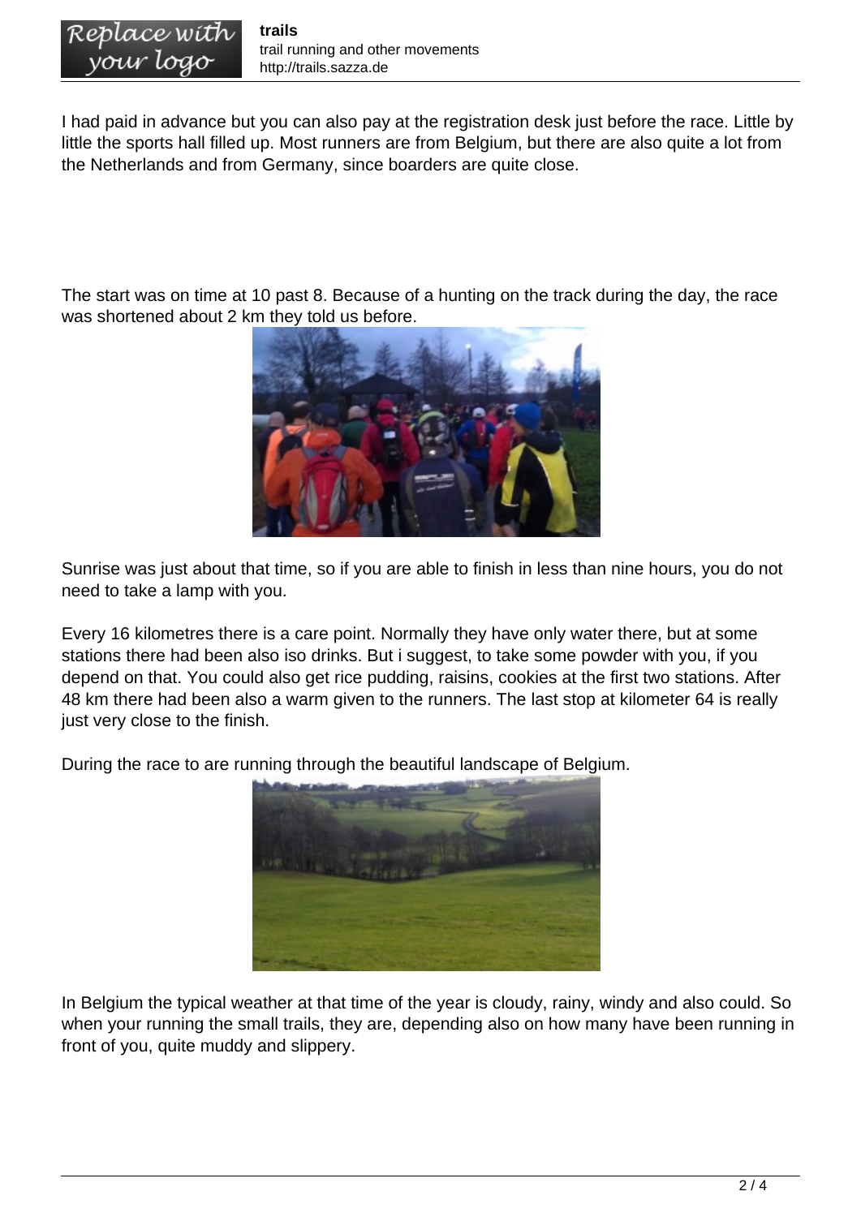I had paid in advance but you can also pay at the registration desk just before the race. Little by little the sports hall filled up. Most runners are from Belgium, but there are also quite a lot from the Netherlands and from Germany, since boarders are quite close.

The start was on time at 10 past 8. Because of a hunting on the track during the day, the race was shortened about 2 km they told us before.

Sunrise was just about that time, so if you are able to finish in less than nine hours, you do not need to take a lamp with you.

Every 16 kilometres there is a care point. Normally they have only water there, but at some stations there had been also iso drinks. But i suggest, to take some powder with you, if you depend on that. You could also get rice pudding, raisins, cookies at the first two stations. After 48 km there had been also a warm given to the runners. The last stop at kilometer 64 is really just very close to the finish.

During the race to are running through the beautiful landscape of Belgium.

In Belgium the typical weather at that time of the year is cloudy, rainy, windy and also could. So when your running the small trails, they are, depending also on how many have been running in front of you, quite muddy and slippery.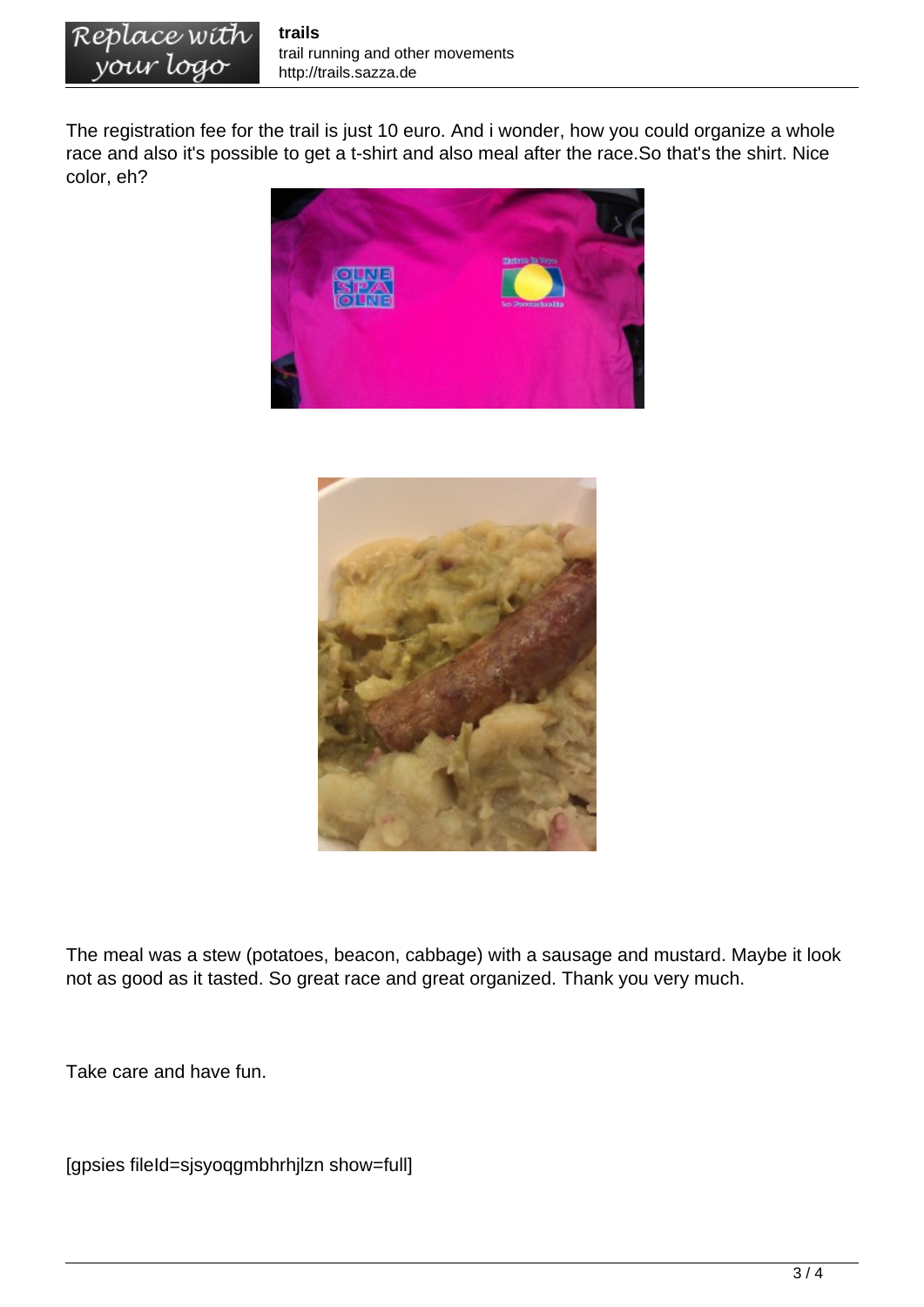The registration fee for the trail is just 10 euro. And i wonder, how you could organize a whole race and also it's possible to get a t-shirt and also meal after the race.So that's the shirt. Nice color, eh?

The meal was a stew (potatoes, beacon, cabbage) with a sausage and mustard. Maybe it look not as good as it tasted. So great race and great organized. Thank you very much.

Take care and have fun.

[gpsies fileId=sjsyoqgmbhrhjlzn show=full]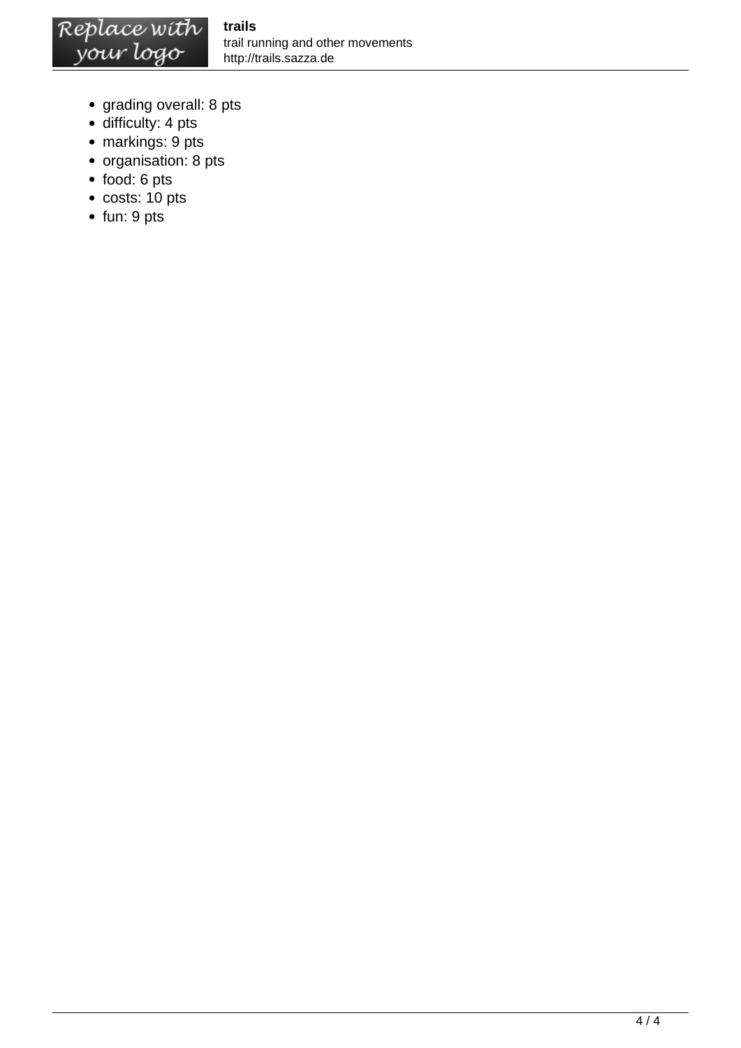- grading overall: 8 pts
- difficulty: 4 pts
- markings: 9 pts
- organisation: 8 pts
- food: 6 pts
- costs: 10 pts
- fun: 9 pts